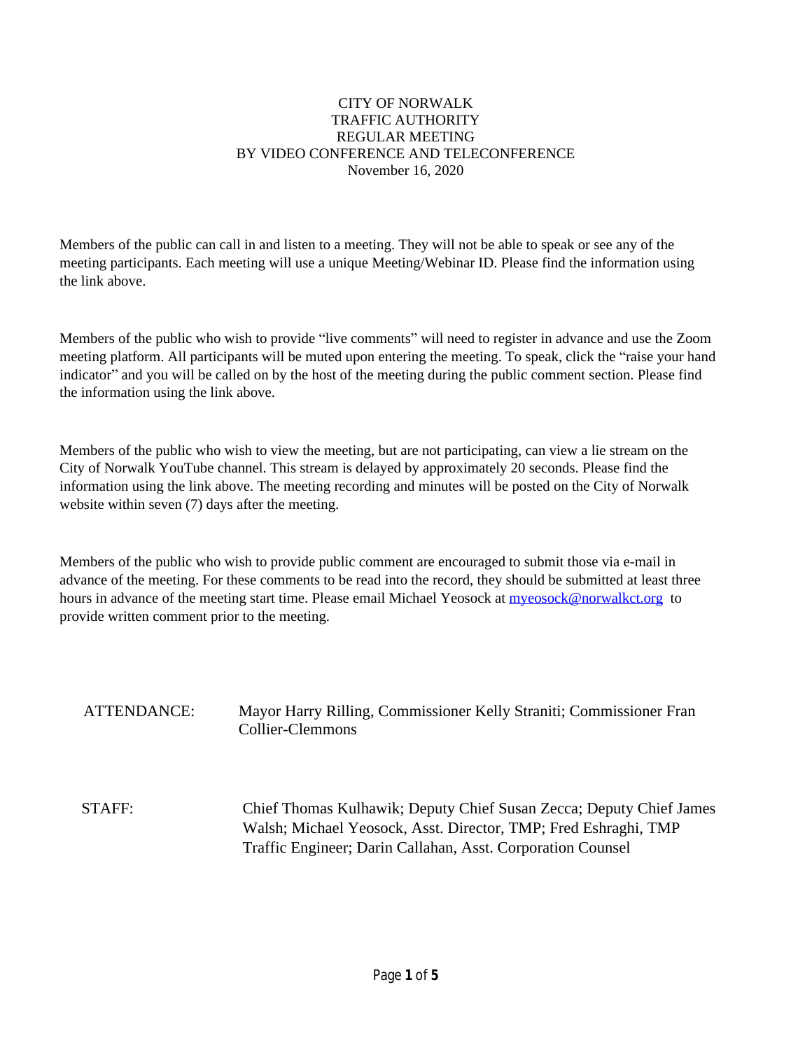CITY OF NORWALK
TRAFFIC AUTHORITY
REGULAR MEETING
BY VIDEO CONFERENCE AND TELECONFERENCE
November 16, 2020

Members of the public can call in and listen to a meeting. They will not be able to speak or see any of the meeting participants. Each meeting will use a unique Meeting/Webinar ID. Please find the information using the link above.

Members of the public who wish to provide "live comments" will need to register in advance and use the Zoom meeting platform. All participants will be muted upon entering the meeting. To speak, click the "raise your hand indicator" and you will be called on by the host of the meeting during the public comment section. Please find the information using the link above.

Members of the public who wish to view the meeting, but are not participating, can view a lie stream on the City of Norwalk YouTube channel. This stream is delayed by approximately 20 seconds. Please find the information using the link above. The meeting recording and minutes will be posted on the City of Norwalk website within seven (7) days after the meeting.

Members of the public who wish to provide public comment are encouraged to submit those via e-mail in advance of the meeting. For these comments to be read into the record, they should be submitted at least three hours in advance of the meeting start time. Please email Michael Yeosock at myeosock@norwalkct.org to provide written comment prior to the meeting.

ATTENDANCE: Mayor Harry Rilling, Commissioner Kelly Straniti; Commissioner Fran Collier-Clemmons

STAFF: Chief Thomas Kulhawik; Deputy Chief Susan Zecca; Deputy Chief James Walsh; Michael Yeosock, Asst. Director, TMP; Fred Eshraghi, TMP Traffic Engineer; Darin Callahan, Asst. Corporation Counsel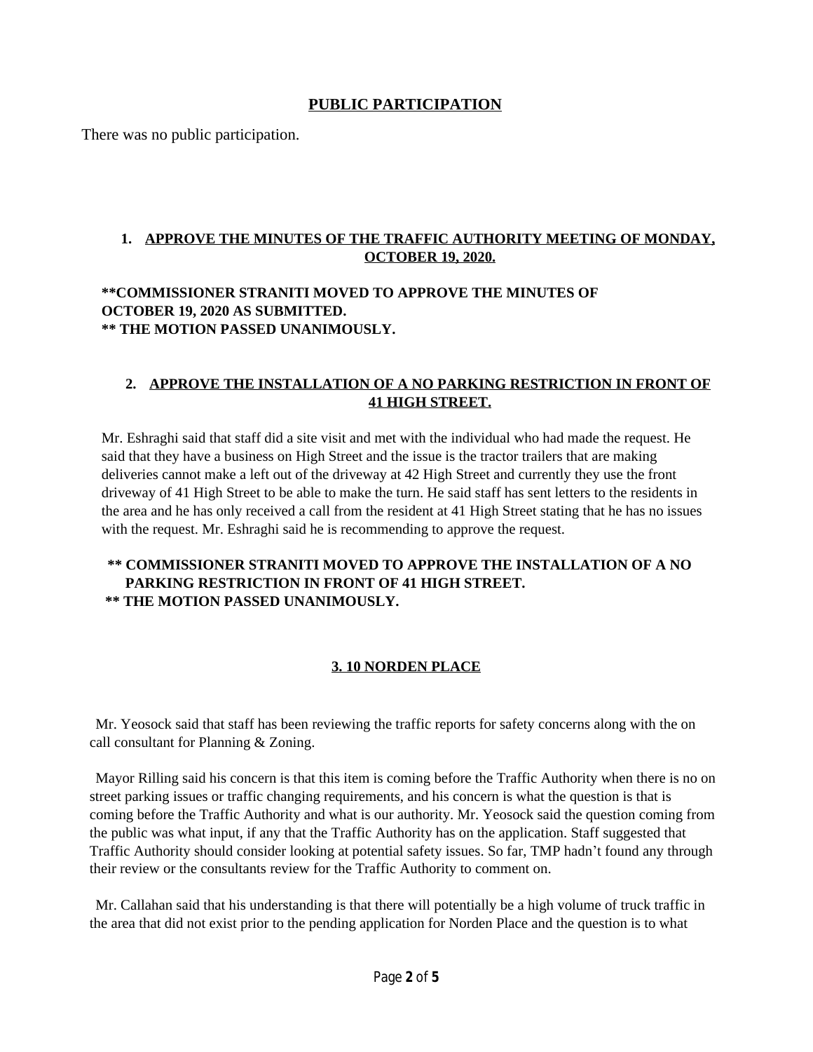## PUBLIC PARTICIPATION

There was no public participation.

### 1. APPROVE THE MINUTES OF THE TRAFFIC AUTHORITY MEETING OF MONDAY, OCTOBER 19, 2020.

**\*\*COMMISSIONER STRANITI MOVED TO APPROVE THE MINUTES OF OCTOBER 19, 2020 AS SUBMITTED.**
**\*\* THE MOTION PASSED UNANIMOUSLY.**

### 2. APPROVE THE INSTALLATION OF A NO PARKING RESTRICTION IN FRONT OF 41 HIGH STREET.

Mr. Eshraghi said that staff did a site visit and met with the individual who had made the request. He said that they have a business on High Street and the issue is the tractor trailers that are making deliveries cannot make a left out of the driveway at 42 High Street and currently they use the front driveway of 41 High Street to be able to make the turn. He said staff has sent letters to the residents in the area and he has only received a call from the resident at 41 High Street stating that he has no issues with the request. Mr. Eshraghi said he is recommending to approve the request.

**\*\* COMMISSIONER STRANITI MOVED TO APPROVE THE INSTALLATION OF A NO PARKING RESTRICTION IN FRONT OF 41 HIGH STREET.**
**\*\* THE MOTION PASSED UNANIMOUSLY.**

### 3. 10 NORDEN PLACE

Mr. Yeosock said that staff has been reviewing the traffic reports for safety concerns along with the on call consultant for Planning & Zoning.

Mayor Rilling said his concern is that this item is coming before the Traffic Authority when there is no on street parking issues or traffic changing requirements, and his concern is what the question is that is coming before the Traffic Authority and what is our authority. Mr. Yeosock said the question coming from the public was what input, if any that the Traffic Authority has on the application. Staff suggested that Traffic Authority should consider looking at potential safety issues. So far, TMP hadn't found any through their review or the consultants review for the Traffic Authority to comment on.

Mr. Callahan said that his understanding is that there will potentially be a high volume of truck traffic in the area that did not exist prior to the pending application for Norden Place and the question is to what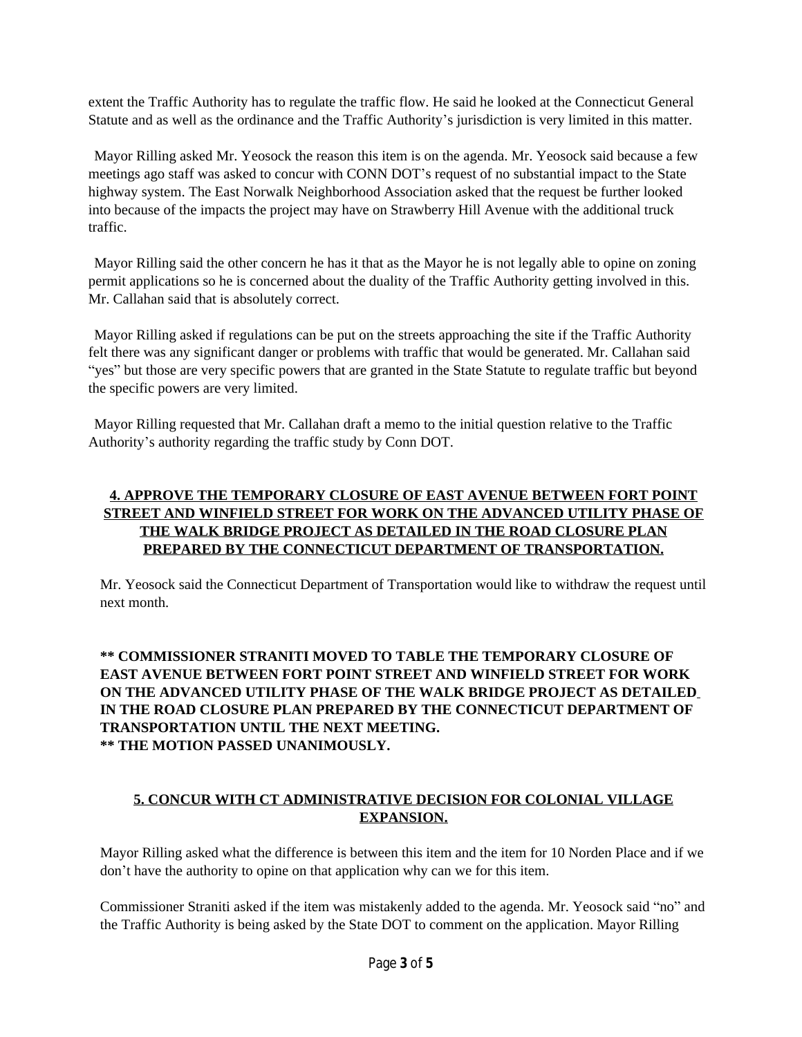extent the Traffic Authority has to regulate the traffic flow. He said he looked at the Connecticut General Statute and as well as the ordinance and the Traffic Authority's jurisdiction is very limited in this matter.

Mayor Rilling asked Mr. Yeosock the reason this item is on the agenda. Mr. Yeosock said because a few meetings ago staff was asked to concur with CONN DOT's request of no substantial impact to the State highway system. The East Norwalk Neighborhood Association asked that the request be further looked into because of the impacts the project may have on Strawberry Hill Avenue with the additional truck traffic.

Mayor Rilling said the other concern he has it that as the Mayor he is not legally able to opine on zoning permit applications so he is concerned about the duality of the Traffic Authority getting involved in this. Mr. Callahan said that is absolutely correct.

Mayor Rilling asked if regulations can be put on the streets approaching the site if the Traffic Authority felt there was any significant danger or problems with traffic that would be generated. Mr. Callahan said "yes" but those are very specific powers that are granted in the State Statute to regulate traffic but beyond the specific powers are very limited.

Mayor Rilling requested that Mr. Callahan draft a memo to the initial question relative to the Traffic Authority's authority regarding the traffic study by Conn DOT.

## 4. APPROVE THE TEMPORARY CLOSURE OF EAST AVENUE BETWEEN FORT POINT STREET AND WINFIELD STREET FOR WORK ON THE ADVANCED UTILITY PHASE OF THE WALK BRIDGE PROJECT AS DETAILED IN THE ROAD CLOSURE PLAN PREPARED BY THE CONNECTICUT DEPARTMENT OF TRANSPORTATION.

Mr. Yeosock said the Connecticut Department of Transportation would like to withdraw the request until next month.

**\*\* COMMISSIONER STRANITI MOVED TO TABLE THE TEMPORARY CLOSURE OF EAST AVENUE BETWEEN FORT POINT STREET AND WINFIELD STREET FOR WORK ON THE ADVANCED UTILITY PHASE OF THE WALK BRIDGE PROJECT AS DETAILED IN THE ROAD CLOSURE PLAN PREPARED BY THE CONNECTICUT DEPARTMENT OF TRANSPORTATION UNTIL THE NEXT MEETING.**
**\*\* THE MOTION PASSED UNANIMOUSLY.**

## 5. CONCUR WITH CT ADMINISTRATIVE DECISION FOR COLONIAL VILLAGE EXPANSION.

Mayor Rilling asked what the difference is between this item and the item for 10 Norden Place and if we don't have the authority to opine on that application why can we for this item.

Commissioner Straniti asked if the item was mistakenly added to the agenda. Mr. Yeosock said "no" and the Traffic Authority is being asked by the State DOT to comment on the application. Mayor Rilling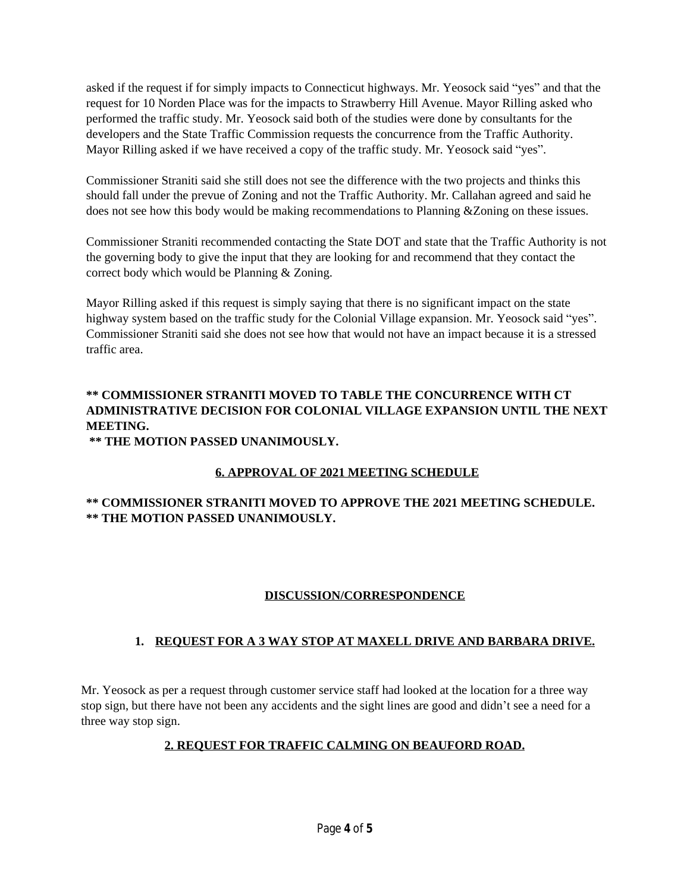asked if the request if for simply impacts to Connecticut highways. Mr. Yeosock said "yes" and that the request for 10 Norden Place was for the impacts to Strawberry Hill Avenue. Mayor Rilling asked who performed the traffic study. Mr. Yeosock said both of the studies were done by consultants for the developers and the State Traffic Commission requests the concurrence from the Traffic Authority. Mayor Rilling asked if we have received a copy of the traffic study. Mr. Yeosock said "yes".

Commissioner Straniti said she still does not see the difference with the two projects and thinks this should fall under the prevue of Zoning and not the Traffic Authority. Mr. Callahan agreed and said he does not see how this body would be making recommendations to Planning &Zoning on these issues.

Commissioner Straniti recommended contacting the State DOT and state that the Traffic Authority is not the governing body to give the input that they are looking for and recommend that they contact the correct body which would be Planning & Zoning.

Mayor Rilling asked if this request is simply saying that there is no significant impact on the state highway system based on the traffic study for the Colonial Village expansion. Mr. Yeosock said "yes". Commissioner Straniti said she does not see how that would not have an impact because it is a stressed traffic area.

**** COMMISSIONER STRANITI MOVED TO TABLE THE CONCURRENCE WITH CT ADMINISTRATIVE DECISION FOR COLONIAL VILLAGE EXPANSION UNTIL THE NEXT MEETING.**
**** THE MOTION PASSED UNANIMOUSLY.**

## 6. APPROVAL OF 2021 MEETING SCHEDULE

**** COMMISSIONER STRANITI MOVED TO APPROVE THE 2021 MEETING SCHEDULE.**
**** THE MOTION PASSED UNANIMOUSLY.**

## DISCUSSION/CORRESPONDENCE

### 1. REQUEST FOR A 3 WAY STOP AT MAXELL DRIVE AND BARBARA DRIVE.

Mr. Yeosock as per a request through customer service staff had looked at the location for a three way stop sign, but there have not been any accidents and the sight lines are good and didn't see a need for a three way stop sign.

### 2. REQUEST FOR TRAFFIC CALMING ON BEAUFORD ROAD.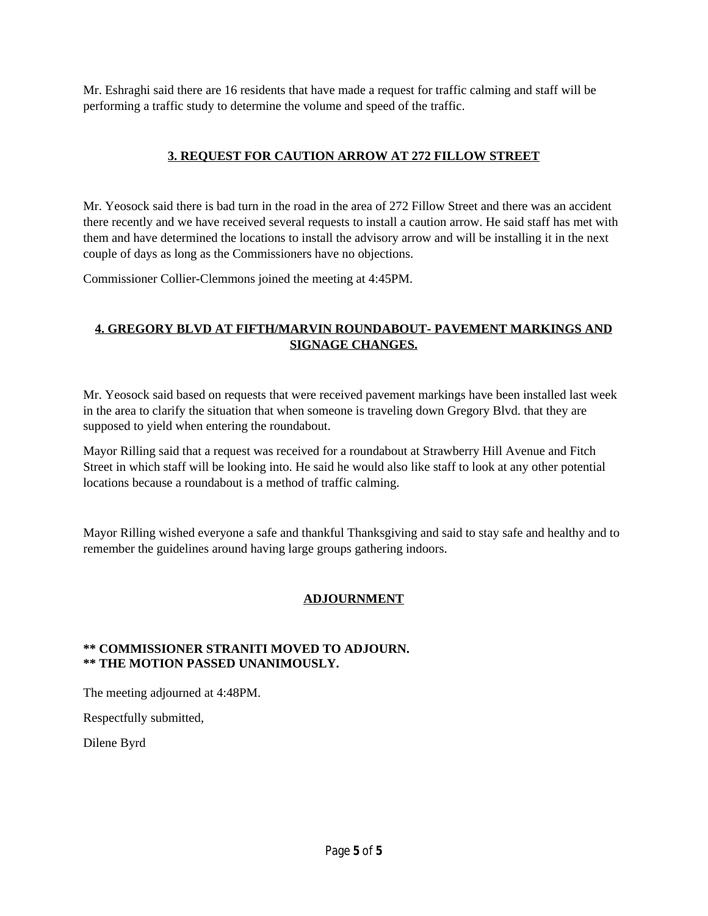Mr. Eshraghi said there are 16 residents that have made a request for traffic calming and staff will be performing a traffic study to determine the volume and speed of the traffic.

## 3. REQUEST FOR CAUTION ARROW AT 272 FILLOW STREET

Mr. Yeosock said there is bad turn in the road in the area of 272 Fillow Street and there was an accident there recently and we have received several requests to install a caution arrow. He said staff has met with them and have determined the locations to install the advisory arrow and will be installing it in the next couple of days as long as the Commissioners have no objections.

Commissioner Collier-Clemmons joined the meeting at 4:45PM.

## 4. GREGORY BLVD AT FIFTH/MARVIN ROUNDABOUT- PAVEMENT MARKINGS AND SIGNAGE CHANGES.

Mr. Yeosock said based on requests that were received pavement markings have been installed last week in the area to clarify the situation that when someone is traveling down Gregory Blvd. that they are supposed to yield when entering the roundabout.

Mayor Rilling said that a request was received for a roundabout at Strawberry Hill Avenue and Fitch Street in which staff will be looking into. He said he would also like staff to look at any other potential locations because a roundabout is a method of traffic calming.

Mayor Rilling wished everyone a safe and thankful Thanksgiving and said to stay safe and healthy and to remember the guidelines around having large groups gathering indoors.

## ADJOURNMENT

**\*\* COMMISSIONER STRANITI MOVED TO ADJOURN.**
**\*\* THE MOTION PASSED UNANIMOUSLY.**

The meeting adjourned at 4:48PM.

Respectfully submitted,

Dilene Byrd